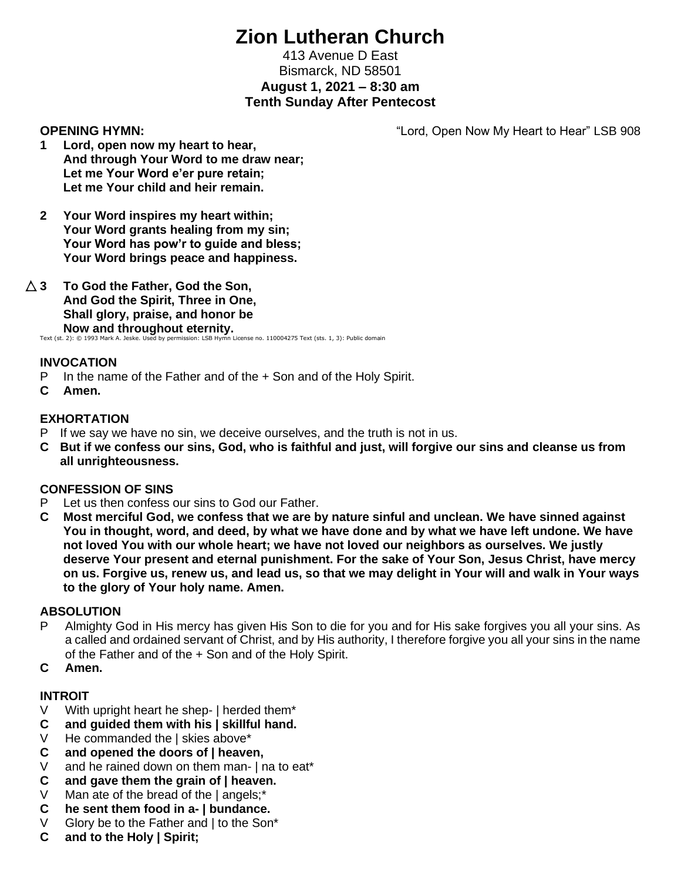# Zion Lutheran Church

413 Avenue D East
Bismarck, ND 58501
**August 1, 2021 – 8:30 am**
**Tenth Sunday After Pentecost**

**OPENING HYMN:** "Lord, Open Now My Heart to Hear" LSB 908

**1 Lord, open now my heart to hear,**
**And through Your Word to me draw near;**
**Let me Your Word e'er pure retain;**
**Let me Your child and heir remain.**

**2 Your Word inspires my heart within;**
**Your Word grants healing from my sin;**
**Your Word has pow'r to guide and bless;**
**Your Word brings peace and happiness.**

△ **3 To God the Father, God the Son,**
**And God the Spirit, Three in One,**
**Shall glory, praise, and honor be**
**Now and throughout eternity.**

Text (st. 2): © 1993 Mark A. Jeske. Used by permission: LSB Hymn License no. 110004275 Text (sts. 1, 3): Public domain

### INVOCATION

P In the name of the Father and of the + Son and of the Holy Spirit.
**C Amen.**

### EXHORTATION

P If we say we have no sin, we deceive ourselves, and the truth is not in us.
**C But if we confess our sins, God, who is faithful and just, will forgive our sins and cleanse us from all unrighteousness.**

### CONFESSION OF SINS

P Let us then confess our sins to God our Father.
**C Most merciful God, we confess that we are by nature sinful and unclean. We have sinned against You in thought, word, and deed, by what we have done and by what we have left undone. We have not loved You with our whole heart; we have not loved our neighbors as ourselves. We justly deserve Your present and eternal punishment. For the sake of Your Son, Jesus Christ, have mercy on us. Forgive us, renew us, and lead us, so that we may delight in Your will and walk in Your ways to the glory of Your holy name. Amen.**

### ABSOLUTION

P Almighty God in His mercy has given His Son to die for you and for His sake forgives you all your sins. As a called and ordained servant of Christ, and by His authority, I therefore forgive you all your sins in the name of the Father and of the + Son and of the Holy Spirit.
**C Amen.**

### INTROIT

V With upright heart he shep- | herded them*
**C and guided them with his | skillful hand.**
V He commanded the | skies above*
**C and opened the doors of | heaven,**
V and he rained down on them man- | na to eat*
**C and gave them the grain of | heaven.**
V Man ate of the bread of the | angels;*
**C he sent them food in a- | bundance.**
V Glory be to the Father and | to the Son*
**C and to the Holy | Spirit;**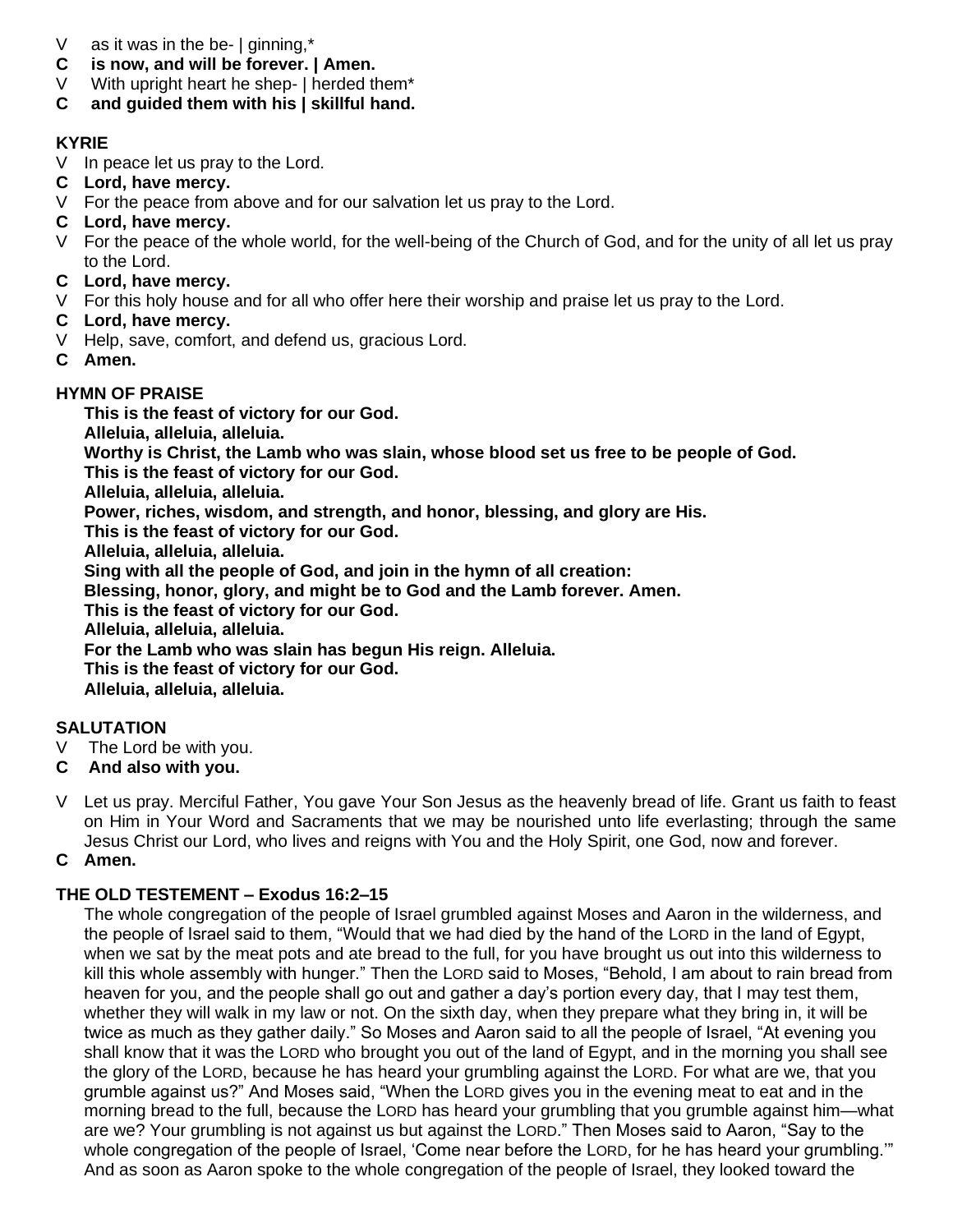V as it was in the be- | ginning,*
**C is now, and will be forever. | Amen.**
V With upright heart he shep- | herded them*
**C and guided them with his | skillful hand.**

**KYRIE**

V In peace let us pray to the Lord.
**C Lord, have mercy.**
V For the peace from above and for our salvation let us pray to the Lord.
**C Lord, have mercy.**
V For the peace of the whole world, for the well-being of the Church of God, and for the unity of all let us pray to the Lord.
**C Lord, have mercy.**
V For this holy house and for all who offer here their worship and praise let us pray to the Lord.
**C Lord, have mercy.**
V Help, save, comfort, and defend us, gracious Lord.
**C Amen.**

**HYMN OF PRAISE**

**This is the feast of victory for our God.**
**Alleluia, alleluia, alleluia.**
**Worthy is Christ, the Lamb who was slain, whose blood set us free to be people of God.**
**This is the feast of victory for our God.**
**Alleluia, alleluia, alleluia.**
**Power, riches, wisdom, and strength, and honor, blessing, and glory are His.**
**This is the feast of victory for our God.**
**Alleluia, alleluia, alleluia.**
**Sing with all the people of God, and join in the hymn of all creation:**
**Blessing, honor, glory, and might be to God and the Lamb forever. Amen.**
**This is the feast of victory for our God.**
**Alleluia, alleluia, alleluia.**
**For the Lamb who was slain has begun His reign. Alleluia.**
**This is the feast of victory for our God.**
**Alleluia, alleluia, alleluia.**

**SALUTATION**

V The Lord be with you.
**C And also with you.**

V Let us pray. Merciful Father, You gave Your Son Jesus as the heavenly bread of life. Grant us faith to feast on Him in Your Word and Sacraments that we may be nourished unto life everlasting; through the same Jesus Christ our Lord, who lives and reigns with You and the Holy Spirit, one God, now and forever.
**C Amen.**

**THE OLD TESTEMENT – Exodus 16:2–15**

The whole congregation of the people of Israel grumbled against Moses and Aaron in the wilderness, and the people of Israel said to them, "Would that we had died by the hand of the LORD in the land of Egypt, when we sat by the meat pots and ate bread to the full, for you have brought us out into this wilderness to kill this whole assembly with hunger." Then the LORD said to Moses, "Behold, I am about to rain bread from heaven for you, and the people shall go out and gather a day's portion every day, that I may test them, whether they will walk in my law or not. On the sixth day, when they prepare what they bring in, it will be twice as much as they gather daily." So Moses and Aaron said to all the people of Israel, "At evening you shall know that it was the LORD who brought you out of the land of Egypt, and in the morning you shall see the glory of the LORD, because he has heard your grumbling against the LORD. For what are we, that you grumble against us?" And Moses said, "When the LORD gives you in the evening meat to eat and in the morning bread to the full, because the LORD has heard your grumbling that you grumble against him—what are we? Your grumbling is not against us but against the LORD." Then Moses said to Aaron, "Say to the whole congregation of the people of Israel, 'Come near before the LORD, for he has heard your grumbling.'" And as soon as Aaron spoke to the whole congregation of the people of Israel, they looked toward the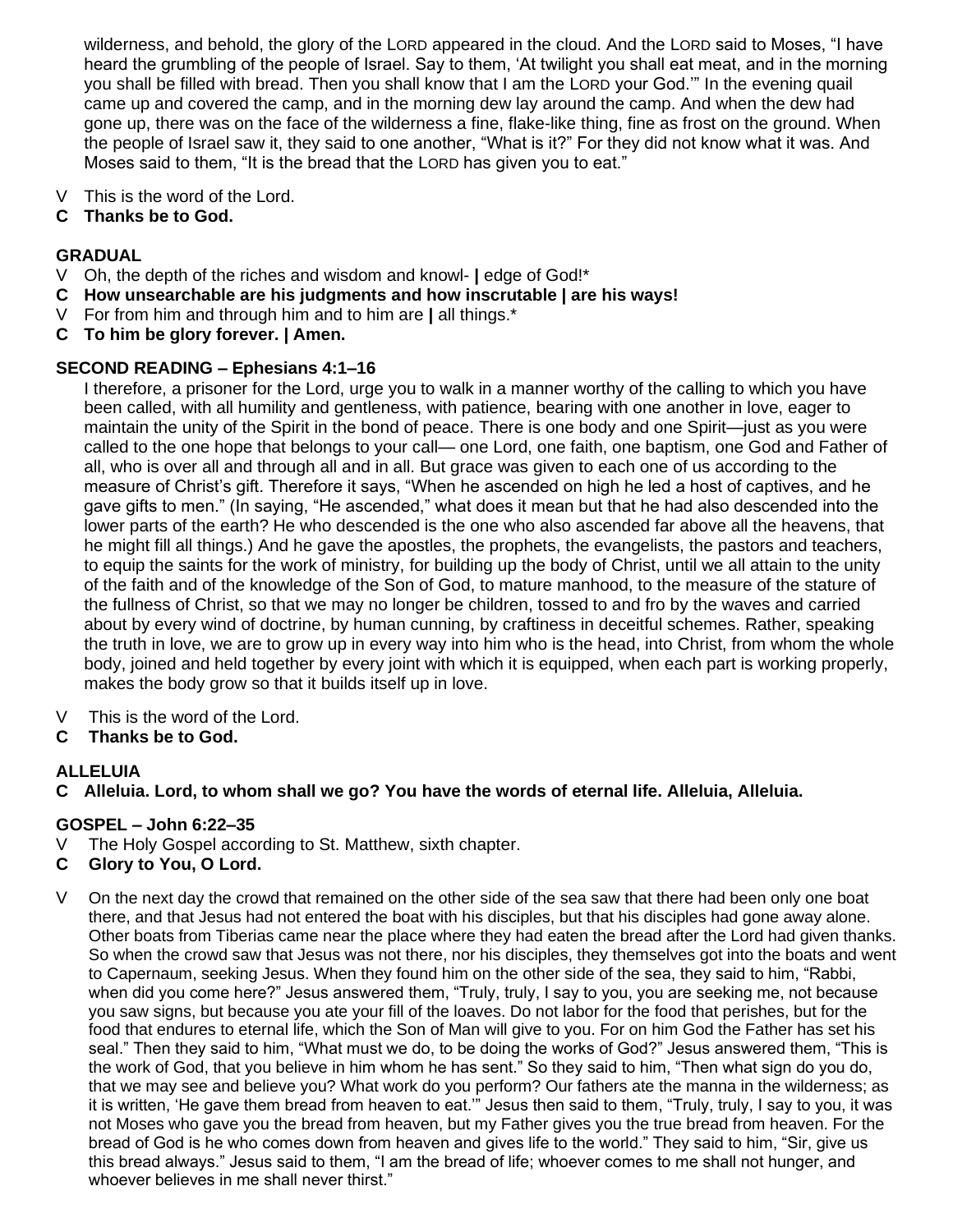wilderness, and behold, the glory of the LORD appeared in the cloud. And the LORD said to Moses, "I have heard the grumbling of the people of Israel. Say to them, 'At twilight you shall eat meat, and in the morning you shall be filled with bread. Then you shall know that I am the LORD your God.'" In the evening quail came up and covered the camp, and in the morning dew lay around the camp. And when the dew had gone up, there was on the face of the wilderness a fine, flake-like thing, fine as frost on the ground. When the people of Israel saw it, they said to one another, "What is it?" For they did not know what it was. And Moses said to them, "It is the bread that the LORD has given you to eat."

V This is the word of the Lord.
**C Thanks be to God.**

**GRADUAL**

V Oh, the depth of the riches and wisdom and knowl- **|** edge of God!*
**C How unsearchable are his judgments and how inscrutable | are his ways!**
V For from him and through him and to him are **|** all things.*
**C To him be glory forever. | Amen.**

**SECOND READING – Ephesians 4:1–16**

I therefore, a prisoner for the Lord, urge you to walk in a manner worthy of the calling to which you have been called, with all humility and gentleness, with patience, bearing with one another in love, eager to maintain the unity of the Spirit in the bond of peace. There is one body and one Spirit—just as you were called to the one hope that belongs to your call— one Lord, one faith, one baptism, one God and Father of all, who is over all and through all and in all. But grace was given to each one of us according to the measure of Christ's gift. Therefore it says, "When he ascended on high he led a host of captives, and he gave gifts to men." (In saying, "He ascended," what does it mean but that he had also descended into the lower parts of the earth? He who descended is the one who also ascended far above all the heavens, that he might fill all things.) And he gave the apostles, the prophets, the evangelists, the pastors and teachers, to equip the saints for the work of ministry, for building up the body of Christ, until we all attain to the unity of the faith and of the knowledge of the Son of God, to mature manhood, to the measure of the stature of the fullness of Christ, so that we may no longer be children, tossed to and fro by the waves and carried about by every wind of doctrine, by human cunning, by craftiness in deceitful schemes. Rather, speaking the truth in love, we are to grow up in every way into him who is the head, into Christ, from whom the whole body, joined and held together by every joint with which it is equipped, when each part is working properly, makes the body grow so that it builds itself up in love.

V This is the word of the Lord.
**C Thanks be to God.**

**ALLELUIA**

**C Alleluia. Lord, to whom shall we go? You have the words of eternal life. Alleluia, Alleluia.**

**GOSPEL – John 6:22–35**

V The Holy Gospel according to St. Matthew, sixth chapter.
**C Glory to You, O Lord.**

V On the next day the crowd that remained on the other side of the sea saw that there had been only one boat there, and that Jesus had not entered the boat with his disciples, but that his disciples had gone away alone. Other boats from Tiberias came near the place where they had eaten the bread after the Lord had given thanks. So when the crowd saw that Jesus was not there, nor his disciples, they themselves got into the boats and went to Capernaum, seeking Jesus. When they found him on the other side of the sea, they said to him, "Rabbi, when did you come here?" Jesus answered them, "Truly, truly, I say to you, you are seeking me, not because you saw signs, but because you ate your fill of the loaves. Do not labor for the food that perishes, but for the food that endures to eternal life, which the Son of Man will give to you. For on him God the Father has set his seal." Then they said to him, "What must we do, to be doing the works of God?" Jesus answered them, "This is the work of God, that you believe in him whom he has sent." So they said to him, "Then what sign do you do, that we may see and believe you? What work do you perform? Our fathers ate the manna in the wilderness; as it is written, 'He gave them bread from heaven to eat.'" Jesus then said to them, "Truly, truly, I say to you, it was not Moses who gave you the bread from heaven, but my Father gives you the true bread from heaven. For the bread of God is he who comes down from heaven and gives life to the world." They said to him, "Sir, give us this bread always." Jesus said to them, "I am the bread of life; whoever comes to me shall not hunger, and whoever believes in me shall never thirst."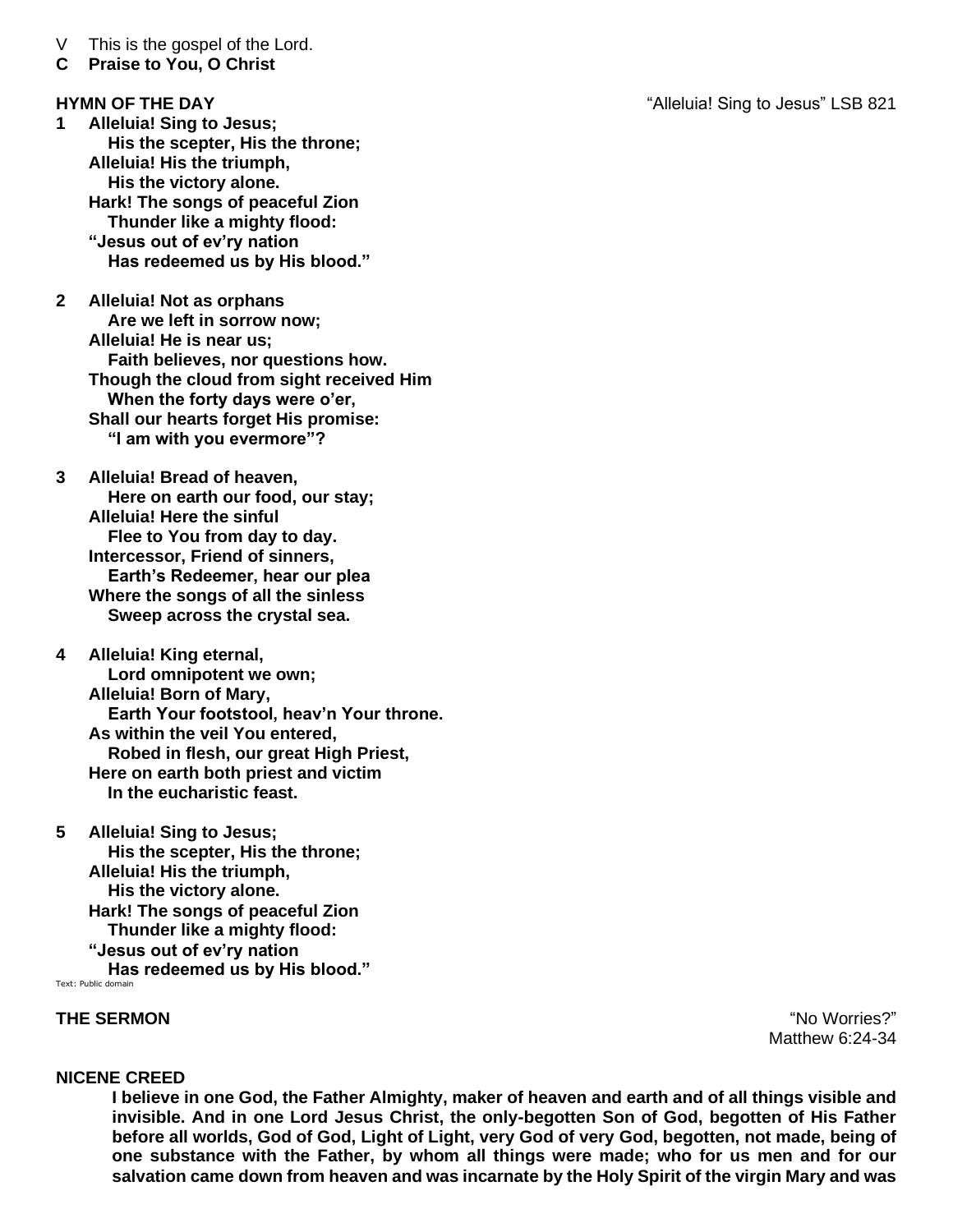V This is the gospel of the Lord.

**C Praise to You, O Christ**

**HYMN OF THE DAY** "Alleluia! Sing to Jesus" LSB 821

**1 Alleluia! Sing to Jesus;**
**His the scepter, His the throne;**
**Alleluia! His the triumph,**
**His the victory alone.**
**Hark! The songs of peaceful Zion**
**Thunder like a mighty flood:**
**"Jesus out of ev'ry nation**
**Has redeemed us by His blood."**

**2 Alleluia! Not as orphans**
**Are we left in sorrow now;**
**Alleluia! He is near us;**
**Faith believes, nor questions how.**
**Though the cloud from sight received Him**
**When the forty days were o'er,**
**Shall our hearts forget His promise:**
**"I am with you evermore"?**

**3 Alleluia! Bread of heaven,**
**Here on earth our food, our stay;**
**Alleluia! Here the sinful**
**Flee to You from day to day.**
**Intercessor, Friend of sinners,**
**Earth's Redeemer, hear our plea**
**Where the songs of all the sinless**
**Sweep across the crystal sea.**

**4 Alleluia! King eternal,**
**Lord omnipotent we own;**
**Alleluia! Born of Mary,**
**Earth Your footstool, heav'n Your throne.**
**As within the veil You entered,**
**Robed in flesh, our great High Priest,**
**Here on earth both priest and victim**
**In the eucharistic feast.**

**5 Alleluia! Sing to Jesus;**
**His the scepter, His the throne;**
**Alleluia! His the triumph,**
**His the victory alone.**
**Hark! The songs of peaceful Zion**
**Thunder like a mighty flood:**
**"Jesus out of ev'ry nation**
**Has redeemed us by His blood."**

Text: Public domain

**THE SERMON** "No Worries?"
Matthew 6:24-34

**NICENE CREED**

**I believe in one God, the Father Almighty, maker of heaven and earth and of all things visible and invisible. And in one Lord Jesus Christ, the only-begotten Son of God, begotten of His Father before all worlds, God of God, Light of Light, very God of very God, begotten, not made, being of one substance with the Father, by whom all things were made; who for us men and for our salvation came down from heaven and was incarnate by the Holy Spirit of the virgin Mary and was**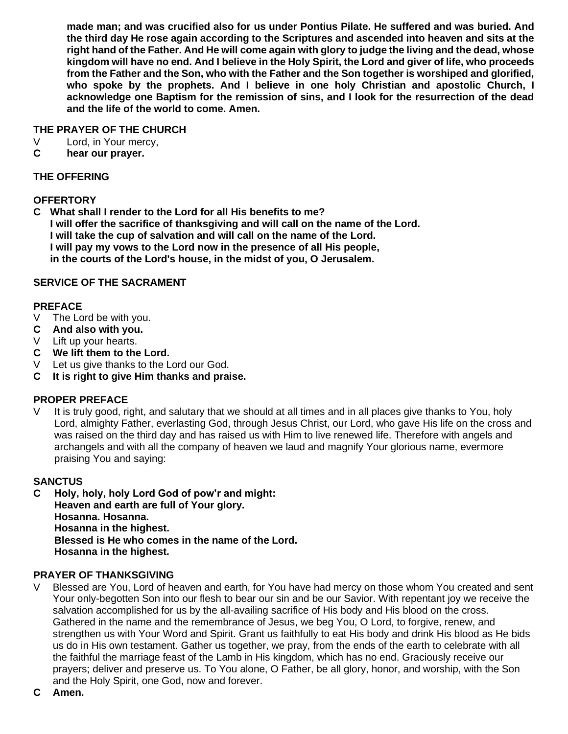**made man; and was crucified also for us under Pontius Pilate. He suffered and was buried. And the third day He rose again according to the Scriptures and ascended into heaven and sits at the right hand of the Father. And He will come again with glory to judge the living and the dead, whose kingdom will have no end. And I believe in the Holy Spirit, the Lord and giver of life, who proceeds from the Father and the Son, who with the Father and the Son together is worshiped and glorified, who spoke by the prophets. And I believe in one holy Christian and apostolic Church, I acknowledge one Baptism for the remission of sins, and I look for the resurrection of the dead and the life of the world to come. Amen.**

**THE PRAYER OF THE CHURCH**

V Lord, in Your mercy,
**C hear our prayer.**

**THE OFFERING**

**OFFERTORY**

**C What shall I render to the Lord for all His benefits to me?**
**I will offer the sacrifice of thanksgiving and will call on the name of the Lord.**
**I will take the cup of salvation and will call on the name of the Lord.**
**I will pay my vows to the Lord now in the presence of all His people,**
**in the courts of the Lord's house, in the midst of you, O Jerusalem.**

**SERVICE OF THE SACRAMENT**

**PREFACE**

V The Lord be with you.
**C And also with you.**
V Lift up your hearts.
**C We lift them to the Lord.**
V Let us give thanks to the Lord our God.
**C It is right to give Him thanks and praise.**

**PROPER PREFACE**

V It is truly good, right, and salutary that we should at all times and in all places give thanks to You, holy Lord, almighty Father, everlasting God, through Jesus Christ, our Lord, who gave His life on the cross and was raised on the third day and has raised us with Him to live renewed life. Therefore with angels and archangels and with all the company of heaven we laud and magnify Your glorious name, evermore praising You and saying:

**SANCTUS**

**C Holy, holy, holy Lord God of pow'r and might:**
**Heaven and earth are full of Your glory.**
**Hosanna. Hosanna.**
**Hosanna in the highest.**
**Blessed is He who comes in the name of the Lord.**
**Hosanna in the highest.**

**PRAYER OF THANKSGIVING**

V Blessed are You, Lord of heaven and earth, for You have had mercy on those whom You created and sent Your only-begotten Son into our flesh to bear our sin and be our Savior. With repentant joy we receive the salvation accomplished for us by the all-availing sacrifice of His body and His blood on the cross. Gathered in the name and the remembrance of Jesus, we beg You, O Lord, to forgive, renew, and strengthen us with Your Word and Spirit. Grant us faithfully to eat His body and drink His blood as He bids us do in His own testament. Gather us together, we pray, from the ends of the earth to celebrate with all the faithful the marriage feast of the Lamb in His kingdom, which has no end. Graciously receive our prayers; deliver and preserve us. To You alone, O Father, be all glory, honor, and worship, with the Son and the Holy Spirit, one God, now and forever.
**C Amen.**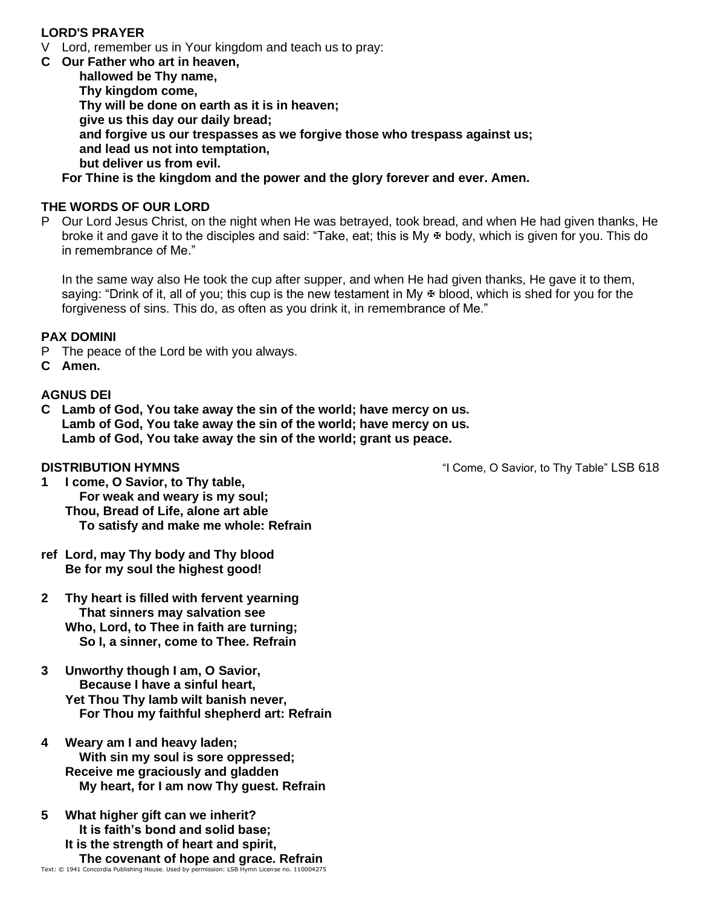**LORD'S PRAYER**

V Lord, remember us in Your kingdom and teach us to pray:

**C Our Father who art in heaven,**
**hallowed be Thy name,**
**Thy kingdom come,**
**Thy will be done on earth as it is in heaven;**
**give us this day our daily bread;**
**and forgive us our trespasses as we forgive those who trespass against us;**
**and lead us not into temptation,**
**but deliver us from evil.**
**For Thine is the kingdom and the power and the glory forever and ever. Amen.**

**THE WORDS OF OUR LORD**

P Our Lord Jesus Christ, on the night when He was betrayed, took bread, and when He had given thanks, He broke it and gave it to the disciples and said: "Take, eat; this is My ✠ body, which is given for you. This do in remembrance of Me."

In the same way also He took the cup after supper, and when He had given thanks, He gave it to them, saying: "Drink of it, all of you; this cup is the new testament in My ✠ blood, which is shed for you for the forgiveness of sins. This do, as often as you drink it, in remembrance of Me."

**PAX DOMINI**

P The peace of the Lord be with you always.

**C Amen.**

**AGNUS DEI**

**C Lamb of God, You take away the sin of the world; have mercy on us.**
**Lamb of God, You take away the sin of the world; have mercy on us.**
**Lamb of God, You take away the sin of the world; grant us peace.**

**DISTRIBUTION HYMNS** "I Come, O Savior, to Thy Table" LSB 618

**1 I come, O Savior, to Thy table,**
**For weak and weary is my soul;**
**Thou, Bread of Life, alone art able**
**To satisfy and make me whole: Refrain**

**ref Lord, may Thy body and Thy blood**
**Be for my soul the highest good!**

**2 Thy heart is filled with fervent yearning**
**That sinners may salvation see**
**Who, Lord, to Thee in faith are turning;**
**So I, a sinner, come to Thee. Refrain**

**3 Unworthy though I am, O Savior,**
**Because I have a sinful heart,**
**Yet Thou Thy lamb wilt banish never,**
**For Thou my faithful shepherd art: Refrain**

**4 Weary am I and heavy laden;**
**With sin my soul is sore oppressed;**
**Receive me graciously and gladden**
**My heart, for I am now Thy guest. Refrain**

**5 What higher gift can we inherit?**
**It is faith's bond and solid base;**
**It is the strength of heart and spirit,**
**The covenant of hope and grace. Refrain**

Text: © 1941 Concordia Publishing House. Used by permission: LSB Hymn License no. 110004275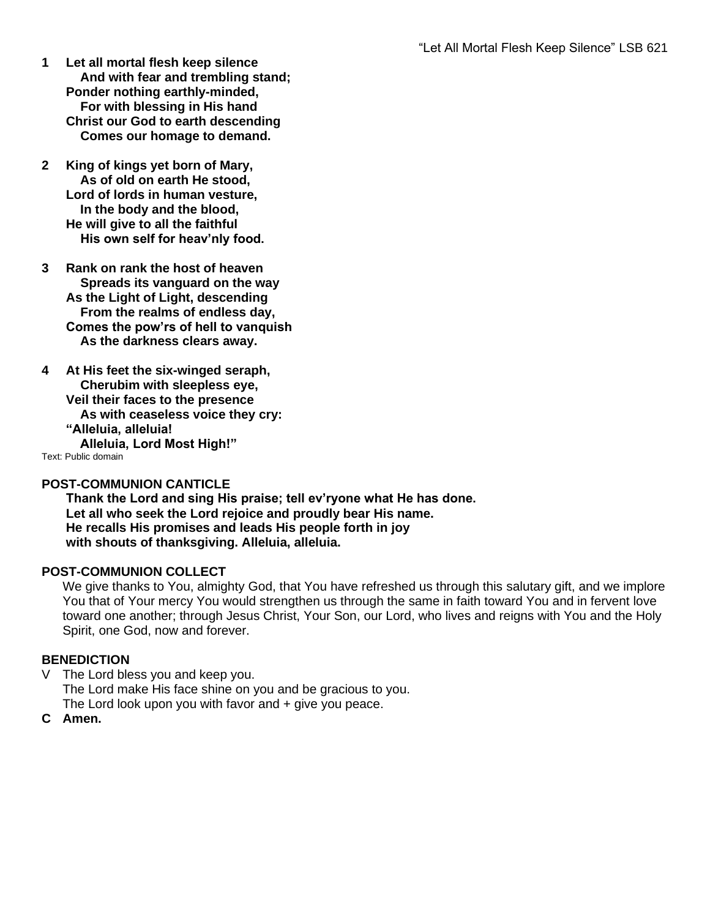"Let All Mortal Flesh Keep Silence" LSB 621

**1** **Let all mortal flesh keep silence**
**And with fear and trembling stand;**
**Ponder nothing earthly-minded,**
**For with blessing in His hand**
**Christ our God to earth descending**
**Comes our homage to demand.**

**2** **King of kings yet born of Mary,**
**As of old on earth He stood,**
**Lord of lords in human vesture,**
**In the body and the blood,**
**He will give to all the faithful**
**His own self for heav'nly food.**

**3** **Rank on rank the host of heaven**
**Spreads its vanguard on the way**
**As the Light of Light, descending**
**From the realms of endless day,**
**Comes the pow'rs of hell to vanquish**
**As the darkness clears away.**

**4** **At His feet the six-winged seraph,**
**Cherubim with sleepless eye,**
**Veil their faces to the presence**
**As with ceaseless voice they cry:**
**"Alleluia, alleluia!**
**Alleluia, Lord Most High!"**

Text: Public domain

**POST-COMMUNION CANTICLE**

**Thank the Lord and sing His praise; tell ev'ryone what He has done.**
**Let all who seek the Lord rejoice and proudly bear His name.**
**He recalls His promises and leads His people forth in joy**
**with shouts of thanksgiving. Alleluia, alleluia.**

**POST-COMMUNION COLLECT**

We give thanks to You, almighty God, that You have refreshed us through this salutary gift, and we implore You that of Your mercy You would strengthen us through the same in faith toward You and in fervent love toward one another; through Jesus Christ, Your Son, our Lord, who lives and reigns with You and the Holy Spirit, one God, now and forever.

**BENEDICTION**

V The Lord bless you and keep you.
The Lord make His face shine on you and be gracious to you.
The Lord look upon you with favor and + give you peace.

**C** **Amen.**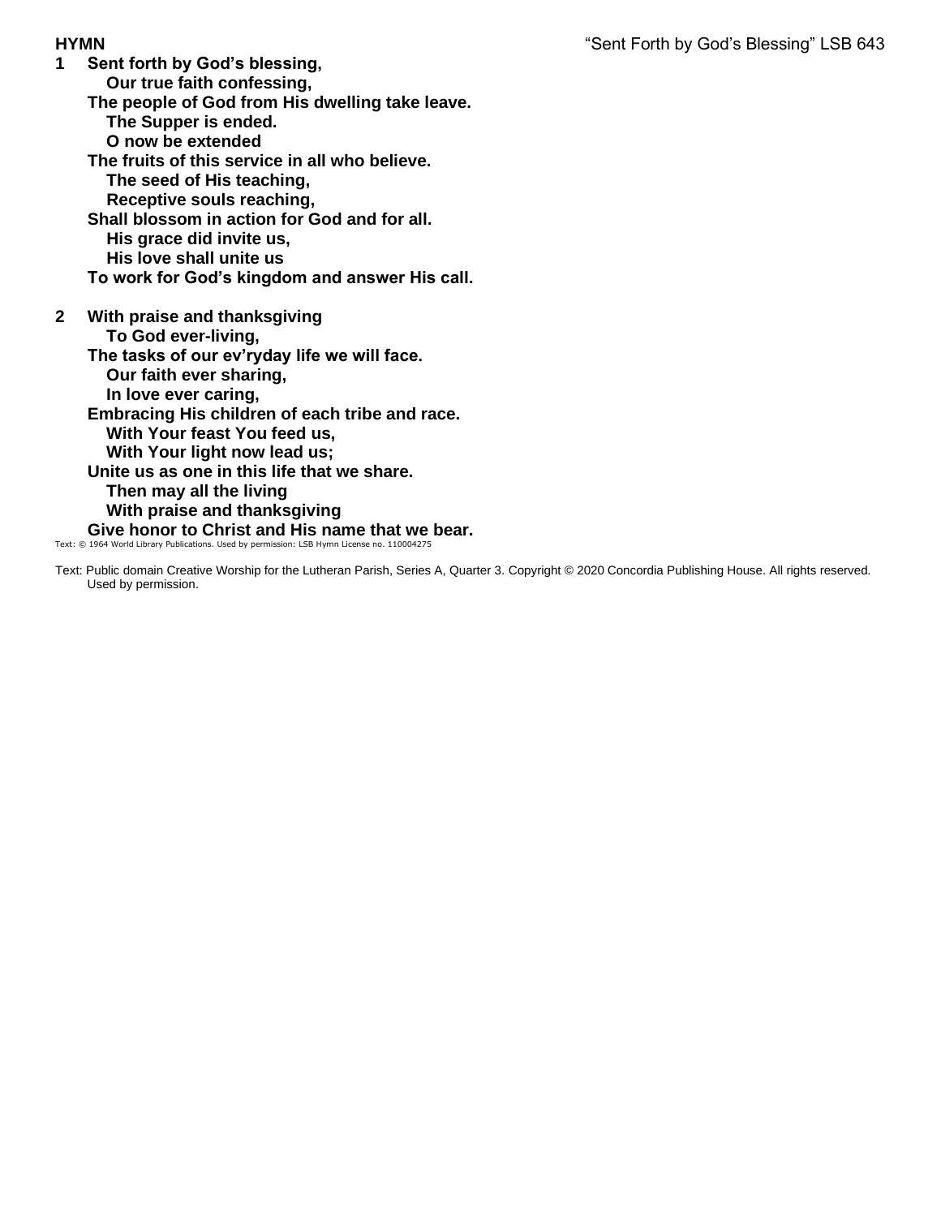**HYMN** “Sent Forth by God’s Blessing” LSB 643

**1 Sent forth by God’s blessing,**
**Our true faith confessing,**
**The people of God from His dwelling take leave.**
**The Supper is ended.**
**O now be extended**
**The fruits of this service in all who believe.**
**The seed of His teaching,**
**Receptive souls reaching,**
**Shall blossom in action for God and for all.**
**His grace did invite us,**
**His love shall unite us**
**To work for God’s kingdom and answer His call.**

**2 With praise and thanksgiving**
**To God ever-living,**
**The tasks of our ev’ryday life we will face.**
**Our faith ever sharing,**
**In love ever caring,**
**Embracing His children of each tribe and race.**
**With Your feast You feed us,**
**With Your light now lead us;**
**Unite us as one in this life that we share.**
**Then may all the living**
**With praise and thanksgiving**
**Give honor to Christ and His name that we bear.**

Text: © 1964 World Library Publications. Used by permission: LSB Hymn License no. 110004275

Text: Public domain Creative Worship for the Lutheran Parish, Series A, Quarter 3. Copyright © 2020 Concordia Publishing House. All rights reserved. Used by permission.